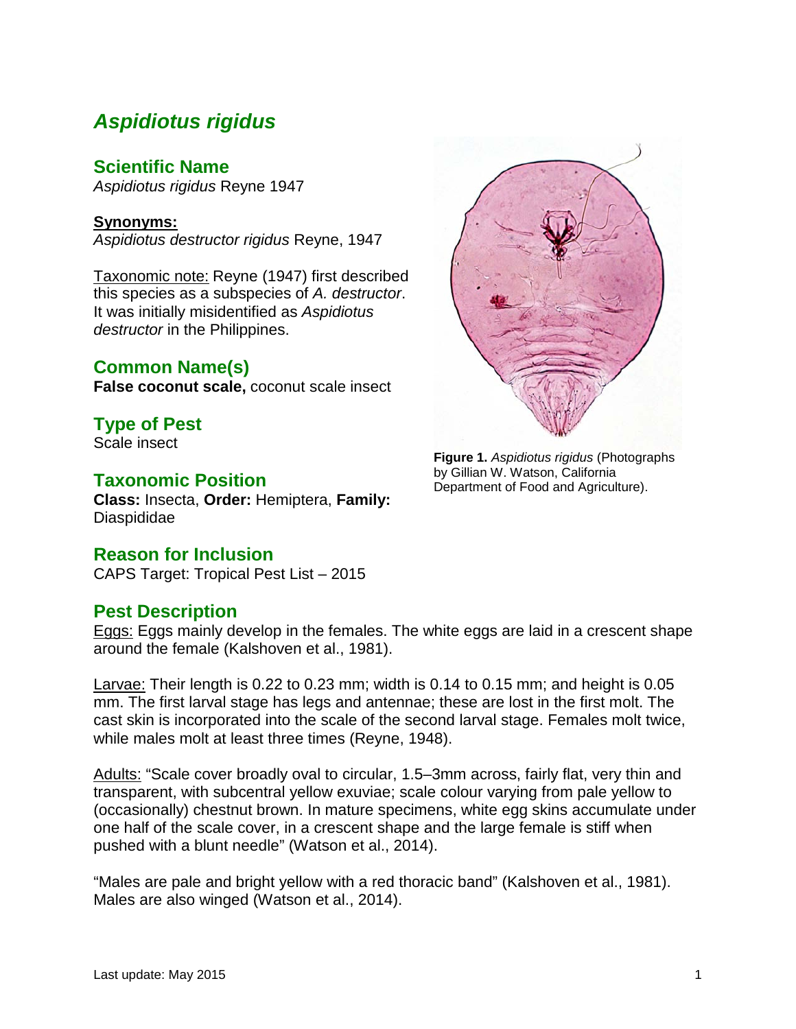# *Aspidiotus rigidus*

## Scientific Name

*Aspidiotus rigidus* Reyne 1947

**Synonyms:**
*Aspidiotus destructor rigidus* Reyne, 1947

Taxonomic note: Reyne (1947) first described this species as a subspecies of *A. destructor*. It was initially misidentified as *Aspidiotus destructor* in the Philippines.

## Common Name(s)

**False coconut scale,** coconut scale insect

## Type of Pest

Scale insect

## Taxonomic Position

**Class:** Insecta, **Order:** Hemiptera, **Family:** Diaspididae

## Reason for Inclusion

CAPS Target: Tropical Pest List – 2015

**Figure 1.** *Aspidiotus rigidus* (Photographs by Gillian W. Watson, California Department of Food and Agriculture).

## Pest Description

Eggs: Eggs mainly develop in the females. The white eggs are laid in a crescent shape around the female (Kalshoven et al., 1981).

Larvae: Their length is 0.22 to 0.23 mm; width is 0.14 to 0.15 mm; and height is 0.05 mm. The first larval stage has legs and antennae; these are lost in the first molt. The cast skin is incorporated into the scale of the second larval stage. Females molt twice, while males molt at least three times (Reyne, 1948).

Adults: "Scale cover broadly oval to circular, 1.5–3mm across, fairly flat, very thin and transparent, with subcentral yellow exuviae; scale colour varying from pale yellow to (occasionally) chestnut brown. In mature specimens, white egg skins accumulate under one half of the scale cover, in a crescent shape and the large female is stiff when pushed with a blunt needle" (Watson et al., 2014).

"Males are pale and bright yellow with a red thoracic band" (Kalshoven et al., 1981). Males are also winged (Watson et al., 2014).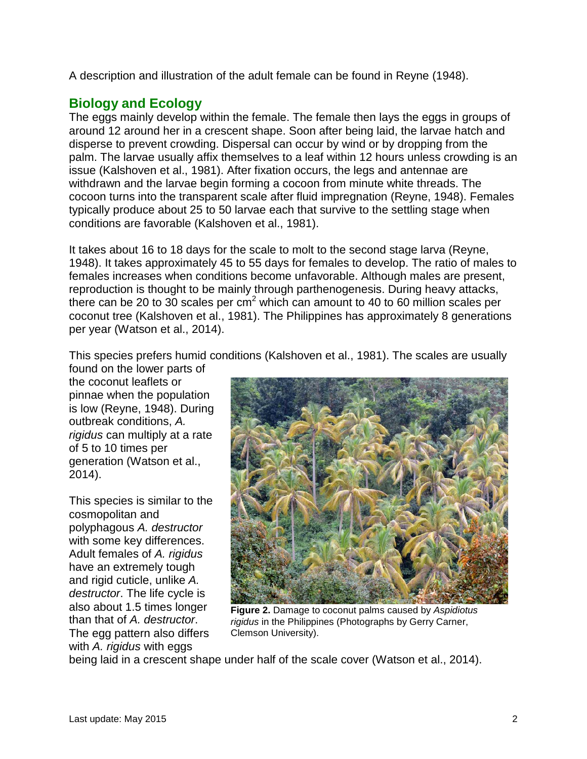A description and illustration of the adult female can be found in Reyne (1948).

## Biology and Ecology

The eggs mainly develop within the female. The female then lays the eggs in groups of around 12 around her in a crescent shape. Soon after being laid, the larvae hatch and disperse to prevent crowding. Dispersal can occur by wind or by dropping from the palm. The larvae usually affix themselves to a leaf within 12 hours unless crowding is an issue (Kalshoven et al., 1981). After fixation occurs, the legs and antennae are withdrawn and the larvae begin forming a cocoon from minute white threads. The cocoon turns into the transparent scale after fluid impregnation (Reyne, 1948). Females typically produce about 25 to 50 larvae each that survive to the settling stage when conditions are favorable (Kalshoven et al., 1981).

It takes about 16 to 18 days for the scale to molt to the second stage larva (Reyne, 1948). It takes approximately 45 to 55 days for females to develop. The ratio of males to females increases when conditions become unfavorable. Although males are present, reproduction is thought to be mainly through parthenogenesis. During heavy attacks, there can be 20 to 30 scales per $cm^2$ which can amount to 40 to 60 million scales per coconut tree (Kalshoven et al., 1981). The Philippines has approximately 8 generations per year (Watson et al., 2014).

This species prefers humid conditions (Kalshoven et al., 1981). The scales are usually found on the lower parts of the coconut leaflets or pinnae when the population is low (Reyne, 1948). During outbreak conditions, *A. rigidus* can multiply at a rate of 5 to 10 times per generation (Watson et al., 2014).

This species is similar to the cosmopolitan and polyphagous *A. destructor* with some key differences. Adult females of *A. rigidus* have an extremely tough and rigid cuticle, unlike *A. destructor*. The life cycle is also about 1.5 times longer than that of *A. destructor*. The egg pattern also differs with *A. rigidus* with eggs being laid in a crescent shape under half of the scale cover (Watson et al., 2014).

**Figure 2.** Damage to coconut palms caused by *Aspidiotus rigidus* in the Philippines (Photographs by Gerry Carner, Clemson University).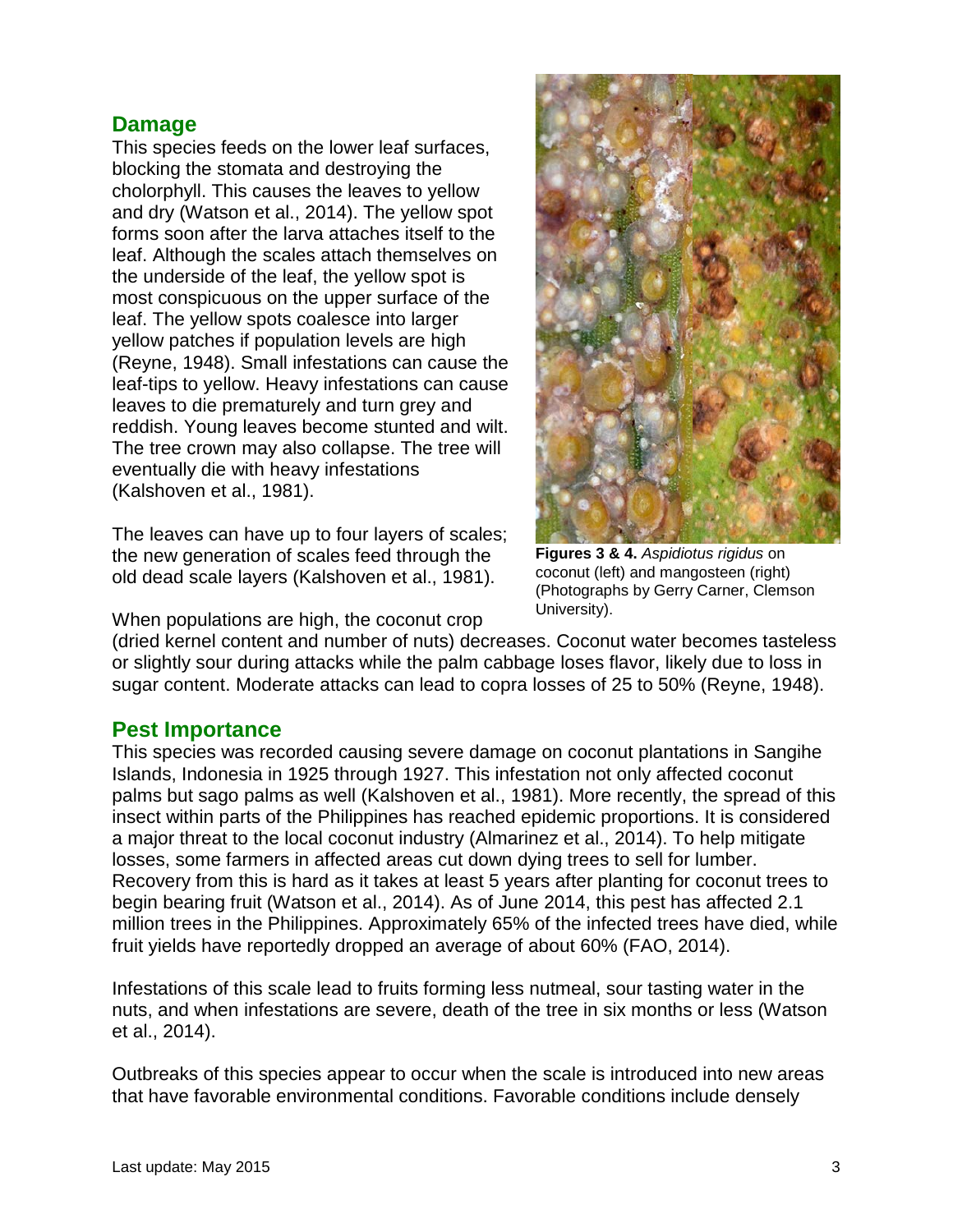## Damage

This species feeds on the lower leaf surfaces, blocking the stomata and destroying the cholorphyll. This causes the leaves to yellow and dry (Watson et al., 2014). The yellow spot forms soon after the larva attaches itself to the leaf. Although the scales attach themselves on the underside of the leaf, the yellow spot is most conspicuous on the upper surface of the leaf. The yellow spots coalesce into larger yellow patches if population levels are high (Reyne, 1948). Small infestations can cause the leaf-tips to yellow. Heavy infestations can cause leaves to die prematurely and turn grey and reddish. Young leaves become stunted and wilt. The tree crown may also collapse. The tree will eventually die with heavy infestations (Kalshoven et al., 1981).

The leaves can have up to four layers of scales; the new generation of scales feed through the old dead scale layers (Kalshoven et al., 1981).

**Figures 3 & 4.** *Aspidiotus rigidus* on coconut (left) and mangosteen (right) (Photographs by Gerry Carner, Clemson University).

When populations are high, the coconut crop (dried kernel content and number of nuts) decreases. Coconut water becomes tasteless or slightly sour during attacks while the palm cabbage loses flavor, likely due to loss in sugar content. Moderate attacks can lead to copra losses of 25 to 50% (Reyne, 1948).

## Pest Importance

This species was recorded causing severe damage on coconut plantations in Sangihe Islands, Indonesia in 1925 through 1927. This infestation not only affected coconut palms but sago palms as well (Kalshoven et al., 1981). More recently, the spread of this insect within parts of the Philippines has reached epidemic proportions. It is considered a major threat to the local coconut industry (Almarinez et al., 2014). To help mitigate losses, some farmers in affected areas cut down dying trees to sell for lumber. Recovery from this is hard as it takes at least 5 years after planting for coconut trees to begin bearing fruit (Watson et al., 2014). As of June 2014, this pest has affected 2.1 million trees in the Philippines. Approximately 65% of the infected trees have died, while fruit yields have reportedly dropped an average of about 60% (FAO, 2014).

Infestations of this scale lead to fruits forming less nutmeal, sour tasting water in the nuts, and when infestations are severe, death of the tree in six months or less (Watson et al., 2014).

Outbreaks of this species appear to occur when the scale is introduced into new areas that have favorable environmental conditions. Favorable conditions include densely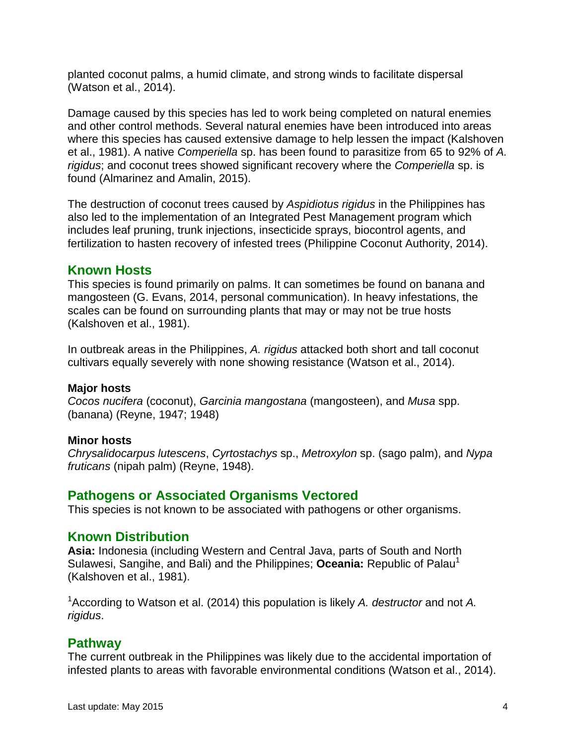planted coconut palms, a humid climate, and strong winds to facilitate dispersal (Watson et al., 2014).

Damage caused by this species has led to work being completed on natural enemies and other control methods. Several natural enemies have been introduced into areas where this species has caused extensive damage to help lessen the impact (Kalshoven et al., 1981). A native *Comperiella* sp. has been found to parasitize from 65 to 92% of *A. rigidus*; and coconut trees showed significant recovery where the *Comperiella* sp. is found (Almarinez and Amalin, 2015).

The destruction of coconut trees caused by *Aspidiotus rigidus* in the Philippines has also led to the implementation of an Integrated Pest Management program which includes leaf pruning, trunk injections, insecticide sprays, biocontrol agents, and fertilization to hasten recovery of infested trees (Philippine Coconut Authority, 2014).

## Known Hosts

This species is found primarily on palms. It can sometimes be found on banana and mangosteen (G. Evans, 2014, personal communication). In heavy infestations, the scales can be found on surrounding plants that may or may not be true hosts (Kalshoven et al., 1981).

In outbreak areas in the Philippines, *A. rigidus* attacked both short and tall coconut cultivars equally severely with none showing resistance (Watson et al., 2014).

**Major hosts**
*Cocos nucifera* (coconut), *Garcinia mangostana* (mangosteen), and *Musa* spp. (banana) (Reyne, 1947; 1948)

**Minor hosts**
*Chrysalidocarpus lutescens*, *Cyrtostachys* sp., *Metroxylon* sp. (sago palm), and *Nypa fruticans* (nipah palm) (Reyne, 1948).

## Pathogens or Associated Organisms Vectored

This species is not known to be associated with pathogens or other organisms.

## Known Distribution

**Asia:** Indonesia (including Western and Central Java, parts of South and North Sulawesi, Sangihe, and Bali) and the Philippines; **Oceania:** Republic of Palau[1] (Kalshoven et al., 1981).

[1]According to Watson et al. (2014) this population is likely *A. destructor* and not *A. rigidus*.

## Pathway

The current outbreak in the Philippines was likely due to the accidental importation of infested plants to areas with favorable environmental conditions (Watson et al., 2014).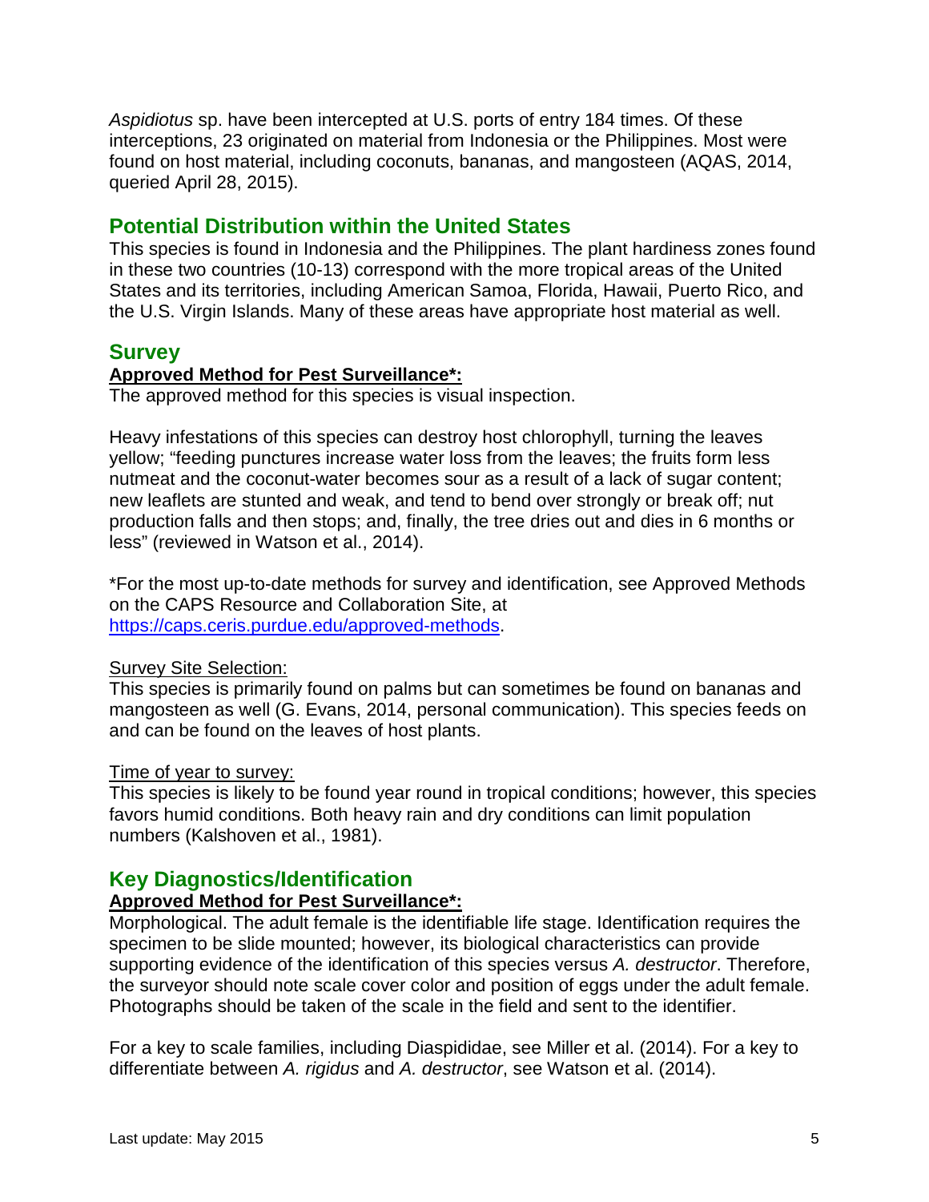*Aspidiotus* sp. have been intercepted at U.S. ports of entry 184 times. Of these interceptions, 23 originated on material from Indonesia or the Philippines. Most were found on host material, including coconuts, bananas, and mangosteen (AQAS, 2014, queried April 28, 2015).

## Potential Distribution within the United States

This species is found in Indonesia and the Philippines. The plant hardiness zones found in these two countries (10-13) correspond with the more tropical areas of the United States and its territories, including American Samoa, Florida, Hawaii, Puerto Rico, and the U.S. Virgin Islands. Many of these areas have appropriate host material as well.

## Survey

**Approved Method for Pest Surveillance*:**

The approved method for this species is visual inspection.

Heavy infestations of this species can destroy host chlorophyll, turning the leaves yellow; "feeding punctures increase water loss from the leaves; the fruits form less nutmeat and the coconut-water becomes sour as a result of a lack of sugar content; new leaflets are stunted and weak, and tend to bend over strongly or break off; nut production falls and then stops; and, finally, the tree dries out and dies in 6 months or less" (reviewed in Watson et al., 2014).

*For the most up-to-date methods for survey and identification, see Approved Methods on the CAPS Resource and Collaboration Site, at https://caps.ceris.purdue.edu/approved-methods.

Survey Site Selection:

This species is primarily found on palms but can sometimes be found on bananas and mangosteen as well (G. Evans, 2014, personal communication). This species feeds on and can be found on the leaves of host plants.

Time of year to survey:

This species is likely to be found year round in tropical conditions; however, this species favors humid conditions. Both heavy rain and dry conditions can limit population numbers (Kalshoven et al., 1981).

## Key Diagnostics/Identification

**Approved Method for Pest Surveillance*:**

Morphological. The adult female is the identifiable life stage. Identification requires the specimen to be slide mounted; however, its biological characteristics can provide supporting evidence of the identification of this species versus *A. destructor*. Therefore, the surveyor should note scale cover color and position of eggs under the adult female. Photographs should be taken of the scale in the field and sent to the identifier.

For a key to scale families, including Diaspididae, see Miller et al. (2014). For a key to differentiate between *A. rigidus* and *A. destructor*, see Watson et al. (2014).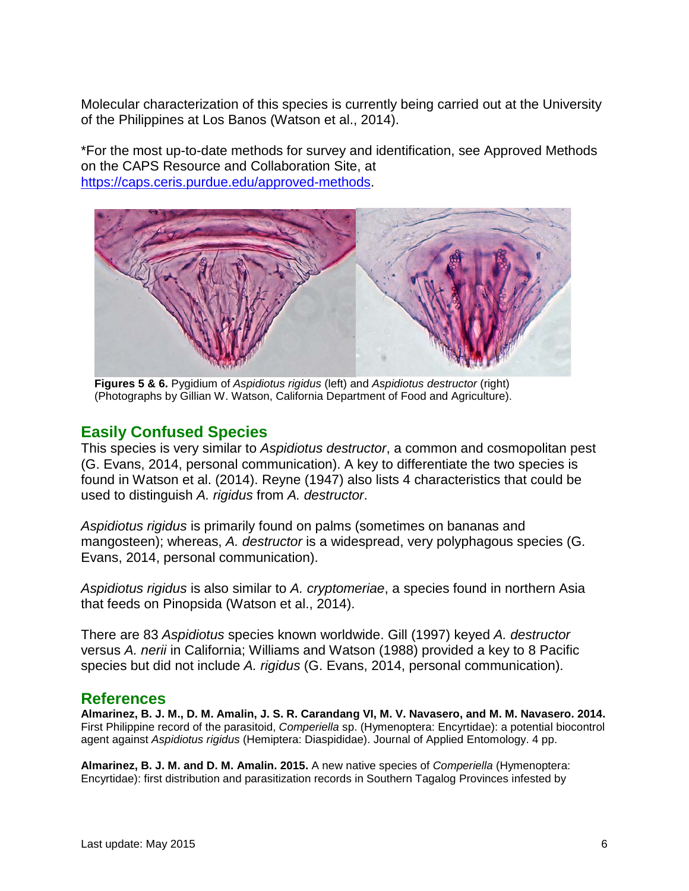Molecular characterization of this species is currently being carried out at the University of the Philippines at Los Banos (Watson et al., 2014).

*For the most up-to-date methods for survey and identification, see Approved Methods on the CAPS Resource and Collaboration Site, at https://caps.ceris.purdue.edu/approved-methods.

**Figures 5 & 6.** Pygidium of *Aspidiotus rigidus* (left) and *Aspidiotus destructor* (right) (Photographs by Gillian W. Watson, California Department of Food and Agriculture).

## Easily Confused Species

This species is very similar to *Aspidiotus destructor*, a common and cosmopolitan pest (G. Evans, 2014, personal communication). A key to differentiate the two species is found in Watson et al. (2014). Reyne (1947) also lists 4 characteristics that could be used to distinguish *A. rigidus* from *A. destructor*.

*Aspidiotus rigidus* is primarily found on palms (sometimes on bananas and mangosteen); whereas, *A. destructor* is a widespread, very polyphagous species (G. Evans, 2014, personal communication).

*Aspidiotus rigidus* is also similar to *A. cryptomeriae*, a species found in northern Asia that feeds on Pinopsida (Watson et al., 2014).

There are 83 *Aspidiotus* species known worldwide. Gill (1997) keyed *A. destructor* versus *A. nerii* in California; Williams and Watson (1988) provided a key to 8 Pacific species but did not include *A. rigidus* (G. Evans, 2014, personal communication).

## References

**Almarinez, B. J. M., D. M. Amalin, J. S. R. Carandang VI, M. V. Navasero, and M. M. Navasero. 2014.** First Philippine record of the parasitoid, *Comperiella* sp. (Hymenoptera: Encyrtidae): a potential biocontrol agent against *Aspidiotus rigidus* (Hemiptera: Diaspididae). Journal of Applied Entomology. 4 pp.

**Almarinez, B. J. M. and D. M. Amalin. 2015.** A new native species of *Comperiella* (Hymenoptera: Encyrtidae): first distribution and parasitization records in Southern Tagalog Provinces infested by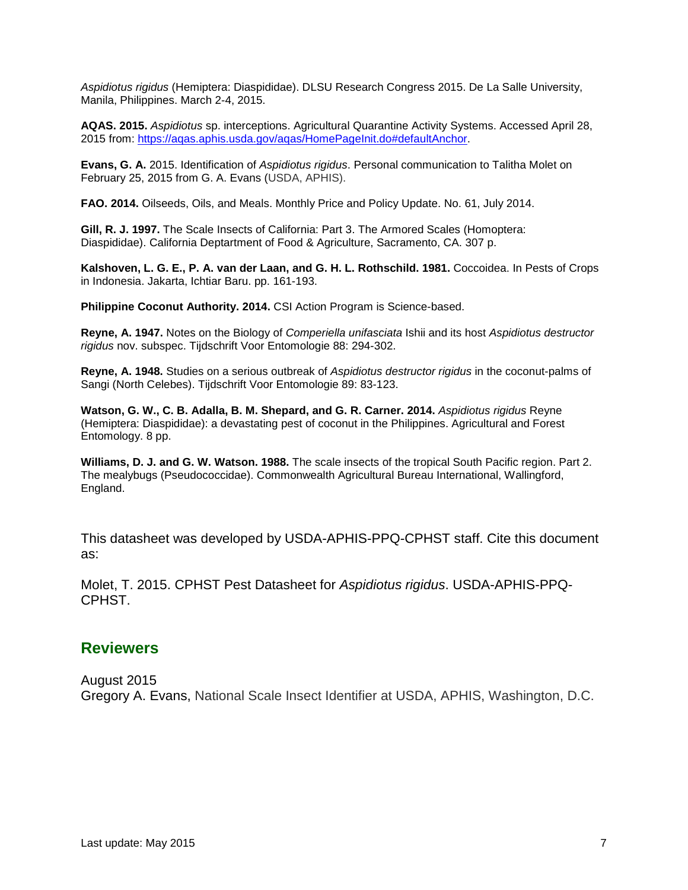*Aspidiotus rigidus* (Hemiptera: Diaspididae). DLSU Research Congress 2015. De La Salle University, Manila, Philippines. March 2-4, 2015.

**AQAS. 2015.** *Aspidiotus* sp. interceptions. Agricultural Quarantine Activity Systems. Accessed April 28, 2015 from: https://aqas.aphis.usda.gov/aqas/HomePageInit.do#defaultAnchor.

**Evans, G. A.** 2015. Identification of *Aspidiotus rigidus*. Personal communication to Talitha Molet on February 25, 2015 from G. A. Evans (USDA, APHIS).

**FAO. 2014.** Oilseeds, Oils, and Meals. Monthly Price and Policy Update. No. 61, July 2014.

**Gill, R. J. 1997.** The Scale Insects of California: Part 3. The Armored Scales (Homoptera: Diaspididae). California Deptartment of Food & Agriculture, Sacramento, CA. 307 p.

**Kalshoven, L. G. E., P. A. van der Laan, and G. H. L. Rothschild. 1981.** Coccoidea. In Pests of Crops in Indonesia. Jakarta, Ichtiar Baru. pp. 161-193.

**Philippine Coconut Authority. 2014.** CSI Action Program is Science-based.

**Reyne, A. 1947.** Notes on the Biology of *Comperiella unifasciata* Ishii and its host *Aspidiotus destructor rigidus* nov. subspec. Tijdschrift Voor Entomologie 88: 294-302.

**Reyne, A. 1948.** Studies on a serious outbreak of *Aspidiotus destructor rigidus* in the coconut-palms of Sangi (North Celebes). Tijdschrift Voor Entomologie 89: 83-123.

**Watson, G. W., C. B. Adalla, B. M. Shepard, and G. R. Carner. 2014.** *Aspidiotus rigidus* Reyne (Hemiptera: Diaspididae): a devastating pest of coconut in the Philippines. Agricultural and Forest Entomology. 8 pp.

**Williams, D. J. and G. W. Watson. 1988.** The scale insects of the tropical South Pacific region. Part 2. The mealybugs (Pseudococcidae). Commonwealth Agricultural Bureau International, Wallingford, England.

This datasheet was developed by USDA-APHIS-PPQ-CPHST staff. Cite this document as:

Molet, T. 2015. CPHST Pest Datasheet for *Aspidiotus rigidus*. USDA-APHIS-PPQ-CPHST.

## Reviewers

August 2015
Gregory A. Evans, National Scale Insect Identifier at USDA, APHIS, Washington, D.C.

Last update: May 2015